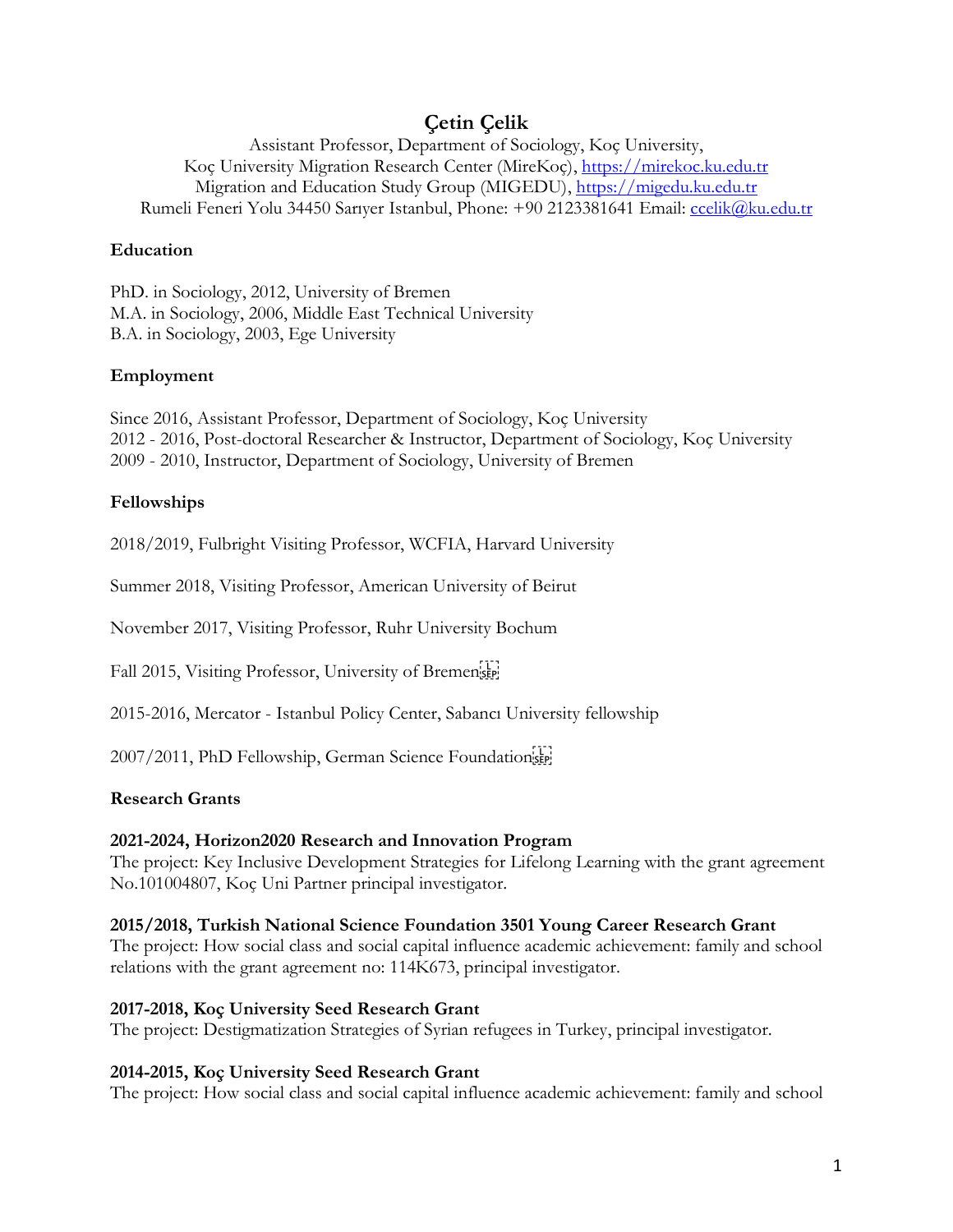# Çetin Çelik

Assistant Professor, Department of Sociology, Koç University,
Koç University Migration Research Center (MireKoç), https://mirekoc.ku.edu.tr
Migration and Education Study Group (MIGEDU), https://migedu.ku.edu.tr
Rumeli Feneri Yolu 34450 Sarıyer Istanbul, Phone: +90 2123381641 Email: ccelik@ku.edu.tr

## Education

PhD. in Sociology, 2012, University of Bremen
M.A. in Sociology, 2006, Middle East Technical University
B.A. in Sociology, 2003, Ege University

## Employment

Since 2016, Assistant Professor, Department of Sociology, Koç University
2012 - 2016, Post-doctoral Researcher & Instructor, Department of Sociology, Koç University
2009 - 2010, Instructor, Department of Sociology, University of Bremen

## Fellowships

2018/2019, Fulbright Visiting Professor, WCFIA, Harvard University

Summer 2018, Visiting Professor, American University of Beirut

November 2017, Visiting Professor, Ruhr University Bochum

Fall 2015, Visiting Professor, University of Bremen

2015-2016, Mercator - Istanbul Policy Center, Sabancı University fellowship

2007/2011, PhD Fellowship, German Science Foundation

## Research Grants

**2021-2024, Horizon2020 Research and Innovation Program**
The project: Key Inclusive Development Strategies for Lifelong Learning with the grant agreement No.101004807, Koç Uni Partner principal investigator.

**2015/2018, Turkish National Science Foundation 3501 Young Career Research Grant**
The project: How social class and social capital influence academic achievement: family and school relations with the grant agreement no: 114K673, principal investigator.

**2017-2018, Koç University Seed Research Grant**
The project: Destigmatization Strategies of Syrian refugees in Turkey, principal investigator.

**2014-2015, Koç University Seed Research Grant**
The project: How social class and social capital influence academic achievement: family and school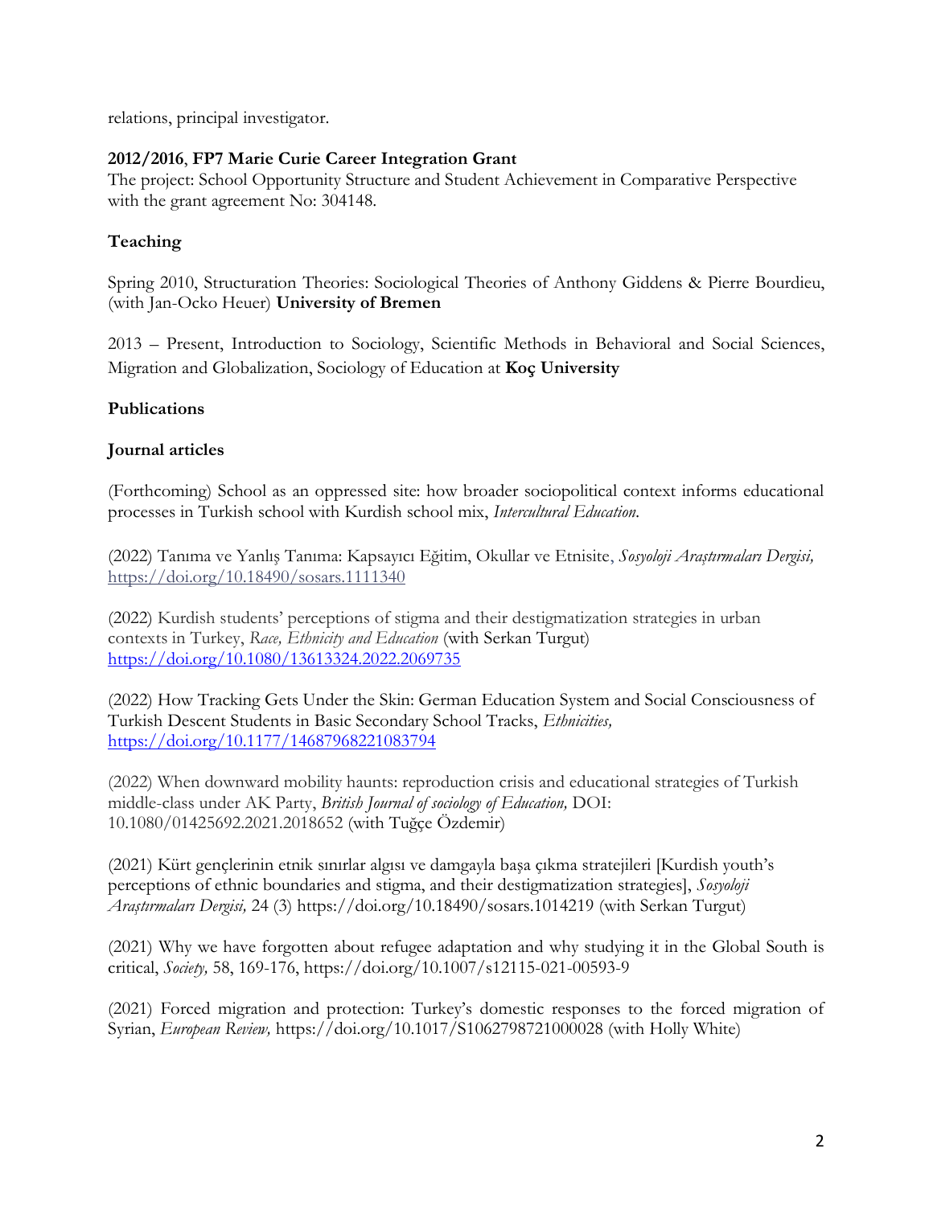relations, principal investigator.

**2012/2016**, **FP7 Marie Curie Career Integration Grant**
The project: School Opportunity Structure and Student Achievement in Comparative Perspective with the grant agreement No: 304148.

## Teaching

Spring 2010, Structuration Theories: Sociological Theories of Anthony Giddens & Pierre Bourdieu, (with Jan-Ocko Heuer) **University of Bremen**

2013 – Present, Introduction to Sociology, Scientific Methods in Behavioral and Social Sciences, Migration and Globalization, Sociology of Education at **Koç University**

## Publications

### Journal articles

(Forthcoming) School as an oppressed site: how broader sociopolitical context informs educational processes in Turkish school with Kurdish school mix, *Intercultural Education.*

(2022) Tanıma ve Yanlış Tanıma: Kapsayıcı Eğitim, Okullar ve Etnisite, *Sosyoloji Araştırmaları Dergisi,* https://doi.org/10.18490/sosars.1111340

(2022) Kurdish students' perceptions of stigma and their destigmatization strategies in urban contexts in Turkey, *Race, Ethnicity and Education* (with Serkan Turgut) https://doi.org/10.1080/13613324.2022.2069735

(2022) How Tracking Gets Under the Skin: German Education System and Social Consciousness of Turkish Descent Students in Basic Secondary School Tracks, *Ethnicities,* https://doi.org/10.1177/14687968221083794

(2022) When downward mobility haunts: reproduction crisis and educational strategies of Turkish middle-class under AK Party, *British Journal of sociology of Education,* DOI: 10.1080/01425692.2021.2018652 (with Tuğçe Özdemir)

(2021) Kürt gençlerinin etnik sınırlar algısı ve damgayla başa çıkma stratejileri [Kurdish youth's perceptions of ethnic boundaries and stigma, and their destigmatization strategies], *Sosyoloji Araştırmaları Dergisi,* 24 (3) https://doi.org/10.18490/sosars.1014219 (with Serkan Turgut)

(2021) Why we have forgotten about refugee adaptation and why studying it in the Global South is critical, *Society,* 58, 169-176, https://doi.org/10.1007/s12115-021-00593-9

(2021) Forced migration and protection: Turkey's domestic responses to the forced migration of Syrian, *European Review,* https://doi.org/10.1017/S1062798721000028 (with Holly White)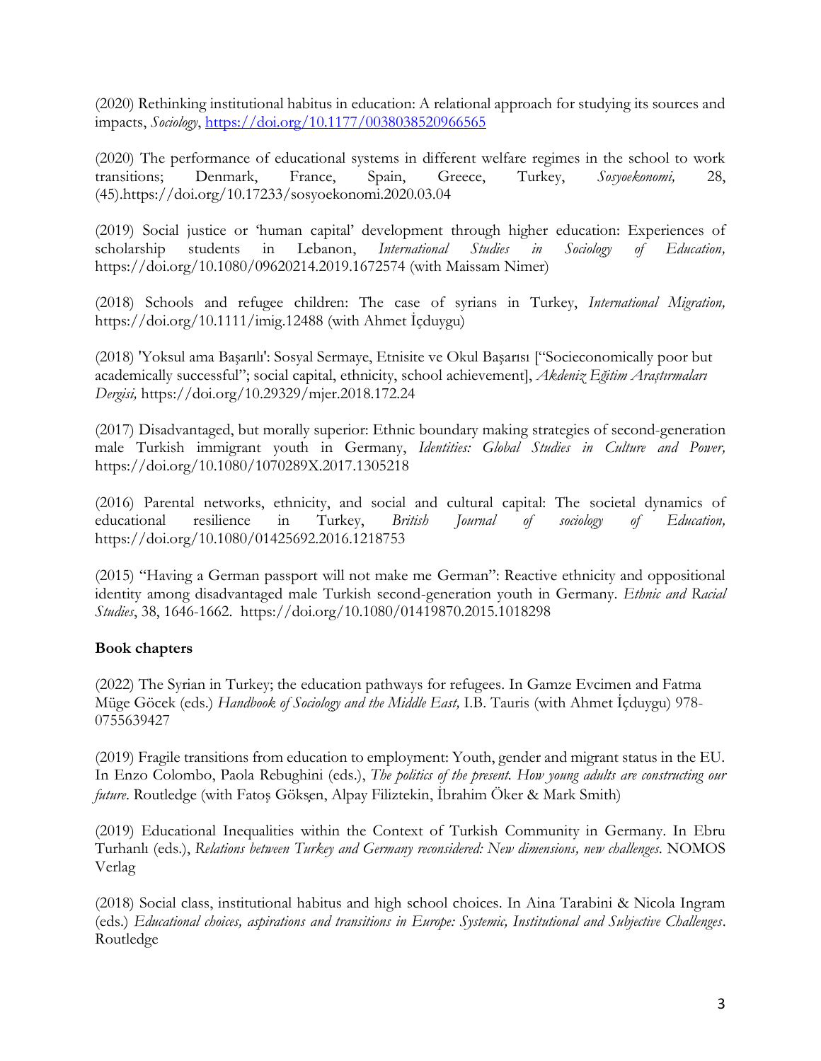(2020) Rethinking institutional habitus in education: A relational approach for studying its sources and impacts, *Sociology*, https://doi.org/10.1177/0038038520966565

(2020) The performance of educational systems in different welfare regimes in the school to work transitions; Denmark, France, Spain, Greece, Turkey, *Sosyoekonomi,* 28, (45).https://doi.org/10.17233/sosyoekonomi.2020.03.04

(2019) Social justice or 'human capital' development through higher education: Experiences of scholarship students in Lebanon, *International Studies in Sociology of Education,* https://doi.org/10.1080/09620214.2019.1672574 (with Maissam Nimer)

(2018) Schools and refugee children: The case of syrians in Turkey, *International Migration,* https://doi.org/10.1111/imig.12488 (with Ahmet İçduygu)

(2018) 'Yoksul ama Başarılı': Sosyal Sermaye, Etnisite ve Okul Başarısı ["Socieconomically poor but academically successful"; social capital, ethnicity, school achievement], *Akdeniz Eğitim Araştırmaları Dergisi,* https://doi.org/10.29329/mjer.2018.172.24

(2017) Disadvantaged, but morally superior: Ethnic boundary making strategies of second-generation male Turkish immigrant youth in Germany, *Identities: Global Studies in Culture and Power,* https://doi.org/10.1080/1070289X.2017.1305218

(2016) Parental networks, ethnicity, and social and cultural capital: The societal dynamics of educational resilience in Turkey, *British Journal of sociology of Education,* https://doi.org/10.1080/01425692.2016.1218753

(2015) "Having a German passport will not make me German": Reactive ethnicity and oppositional identity among disadvantaged male Turkish second-generation youth in Germany. *Ethnic and Racial Studies*, 38, 1646-1662. https://doi.org/10.1080/01419870.2015.1018298

**Book chapters**

(2022) The Syrian in Turkey; the education pathways for refugees. In Gamze Evcimen and Fatma Müge Göcek (eds.) *Handbook of Sociology and the Middle East,* I.B. Tauris (with Ahmet İçduygu) 978-0755639427

(2019) Fragile transitions from education to employment: Youth, gender and migrant status in the EU. In Enzo Colombo, Paola Rebughini (eds.), *The politics of the present. How young adults are constructing our future*. Routledge (with Fatoş Gökşen, Alpay Filiztekin, İbrahim Öker & Mark Smith)

(2019) Educational Inequalities within the Context of Turkish Community in Germany. In Ebru Turhanlı (eds.), *Relations between Turkey and Germany reconsidered: New dimensions, new challenges*. NOMOS Verlag

(2018) Social class, institutional habitus and high school choices. In Aina Tarabini & Nicola Ingram (eds.) *Educational choices, aspirations and transitions in Europe: Systemic, Institutional and Subjective Challenges*. Routledge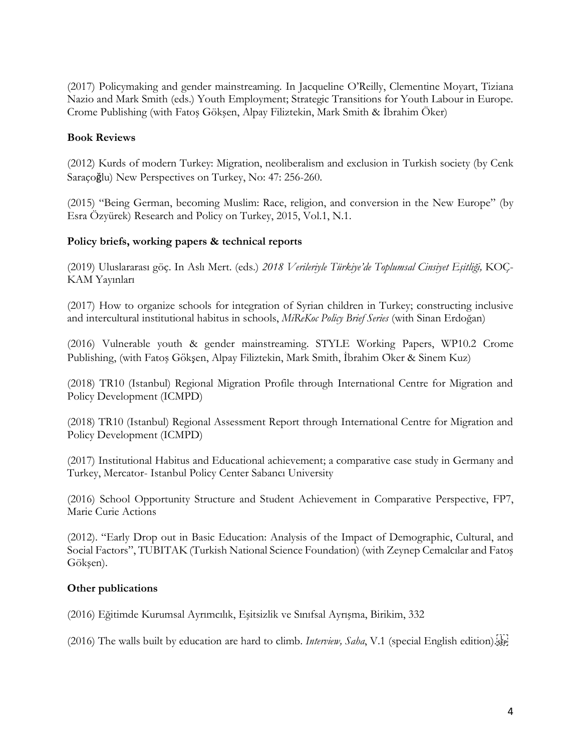(2017) Policymaking and gender mainstreaming. In Jacqueline O'Reilly, Clementine Moyart, Tiziana Nazio and Mark Smith (eds.) Youth Employment; Strategic Transitions for Youth Labour in Europe. Crome Publishing (with Fatoş Gökşen, Alpay Filiztekin, Mark Smith & İbrahim Öker)

**Book Reviews**

(2012) Kurds of modern Turkey: Migration, neoliberalism and exclusion in Turkish society (by Cenk Saraçoğlu) New Perspectives on Turkey, No: 47: 256-260.

(2015) "Being German, becoming Muslim: Race, religion, and conversion in the New Europe" (by Esra Özyürek) Research and Policy on Turkey, 2015, Vol.1, N.1.

**Policy briefs, working papers & technical reports**

(2019) Uluslararası göç. In Aslı Mert. (eds.) *2018 Verileriyle Türkiye'de Toplumsal Cinsiyet Eşitliği,* KOÇ-KAM Yayınları

(2017) How to organize schools for integration of Syrian children in Turkey; constructing inclusive and intercultural institutional habitus in schools, *MiReKoc Policy Brief Series* (with Sinan Erdoğan)

(2016) Vulnerable youth & gender mainstreaming. STYLE Working Papers, WP10.2 Crome Publishing, (with Fatoş Gökşen, Alpay Filiztekin, Mark Smith, İbrahim Öker & Sinem Kuz)

(2018) TR10 (Istanbul) Regional Migration Profile through International Centre for Migration and Policy Development (ICMPD)

(2018) TR10 (Istanbul) Regional Assessment Report through International Centre for Migration and Policy Development (ICMPD)

(2017) Institutional Habitus and Educational achievement; a comparative case study in Germany and Turkey, Mercator- Istanbul Policy Center Sabancı University

(2016) School Opportunity Structure and Student Achievement in Comparative Perspective, FP7, Marie Curie Actions

(2012). "Early Drop out in Basic Education: Analysis of the Impact of Demographic, Cultural, and Social Factors", TUBITAK (Turkish National Science Foundation) (with Zeynep Cemalcılar and Fatoş Gökşen).

**Other publications**

(2016) Eğitimde Kurumsal Ayrımcılık, Eşitsizlik ve Sınıfsal Ayrışma, Birikim, 332

(2016) The walls built by education are hard to climb. *Interview, Saha*, V.1 (special English edition).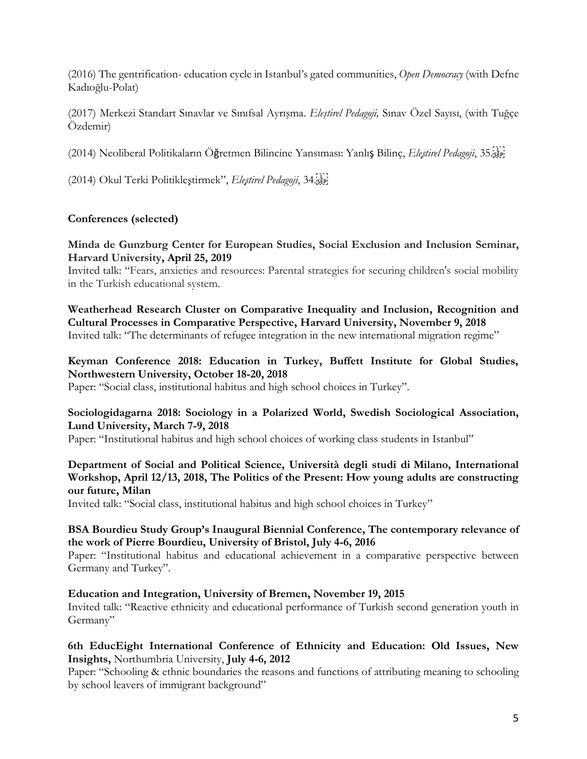(2016) The gentrification- education cycle in Istanbul's gated communities, *Open Democracy* (with Defne Kadıoğlu-Polat)

(2017) Merkezi Standart Sınavlar ve Sınıfsal Ayrışma. *Eleştirel Pedagoji,* Sınav Özel Sayısı, (with Tuğçe Özdemir)

(2014) Neoliberal Politikaların Öğretmen Bilincine Yansıması: Yanlış Bilinç, *Eleştirel Pedagoji*, 35.

(2014) Okul Terki Politikleştirmek", *Eleştirel Pedagoji*, 34.

**Conferences (selected)**

**Minda de Gunzburg Center for European Studies, Social Exclusion and Inclusion Seminar, Harvard University, April 25, 2019**
Invited talk: "Fears, anxieties and resources: Parental strategies for securing children's social mobility in the Turkish educational system.

**Weatherhead Research Cluster on Comparative Inequality and Inclusion, Recognition and Cultural Processes in Comparative Perspective, Harvard University, November 9, 2018**
Invited talk: "The determinants of refugee integration in the new international migration regime"

**Keyman Conference 2018: Education in Turkey, Buffett Institute for Global Studies, Northwestern University, October 18-20, 2018**
Paper: "Social class, institutional habitus and high school choices in Turkey".

**Sociologidagarna 2018: Sociology in a Polarized World, Swedish Sociological Association, Lund University, March 7-9, 2018**
Paper: "Institutional habitus and high school choices of working class students in Istanbul"

**Department of Social and Political Science, Università degli studi di Milano, International Workshop, April 12/13, 2018, The Politics of the Present: How young adults are constructing our future, Milan**
Invited talk: "Social class, institutional habitus and high school choices in Turkey"

**BSA Bourdieu Study Group's Inaugural Biennial Conference, The contemporary relevance of the work of Pierre Bourdieu, University of Bristol, July 4-6, 2016**
Paper: "Institutional habitus and educational achievement in a comparative perspective between Germany and Turkey".

**Education and Integration, University of Bremen, November 19, 2015**
Invited talk: "Reactive ethnicity and educational performance of Turkish second generation youth in Germany"

**6th EducEight International Conference of Ethnicity and Education: Old Issues, New Insights,** Northumbria University, **July 4-6, 2012**
Paper: "Schooling & ethnic boundaries the reasons and functions of attributing meaning to schooling by school leavers of immigrant background"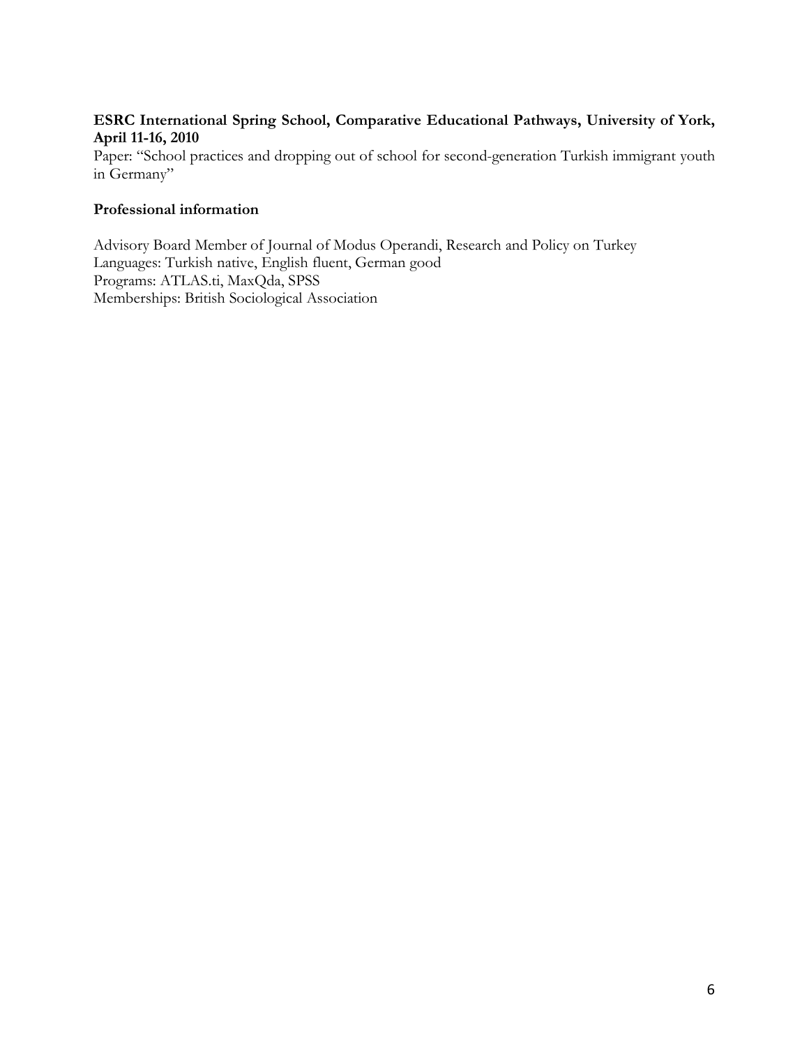**ESRC International Spring School, Comparative Educational Pathways, University of York, April 11-16, 2010**

Paper: "School practices and dropping out of school for second-generation Turkish immigrant youth in Germany"

**Professional information**

Advisory Board Member of Journal of Modus Operandi, Research and Policy on Turkey
Languages: Turkish native, English fluent, German good
Programs: ATLAS.ti, MaxQda, SPSS
Memberships: British Sociological Association